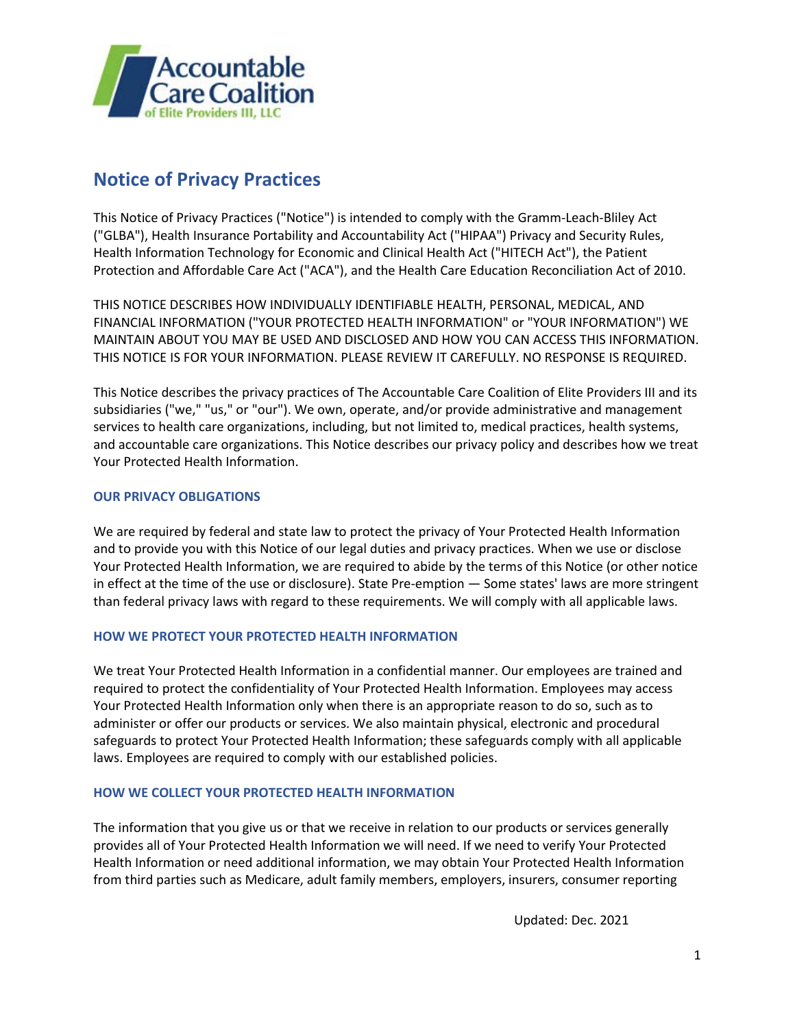Accountable Care Coalition of Elite Providers III, LLC

# Notice of Privacy Practices

This Notice of Privacy Practices ("Notice") is intended to comply with the Gramm-Leach-Bliley Act ("GLBA"), Health Insurance Portability and Accountability Act ("HIPAA") Privacy and Security Rules, Health Information Technology for Economic and Clinical Health Act ("HITECH Act"), the Patient Protection and Affordable Care Act ("ACA"), and the Health Care Education Reconciliation Act of 2010.

THIS NOTICE DESCRIBES HOW INDIVIDUALLY IDENTIFIABLE HEALTH, PERSONAL, MEDICAL, AND FINANCIAL INFORMATION ("YOUR PROTECTED HEALTH INFORMATION" or "YOUR INFORMATION") WE MAINTAIN ABOUT YOU MAY BE USED AND DISCLOSED AND HOW YOU CAN ACCESS THIS INFORMATION. THIS NOTICE IS FOR YOUR INFORMATION. PLEASE REVIEW IT CAREFULLY. NO RESPONSE IS REQUIRED.

This Notice describes the privacy practices of The Accountable Care Coalition of Elite Providers III and its subsidiaries ("we," "us," or "our"). We own, operate, and/or provide administrative and management services to health care organizations, including, but not limited to, medical practices, health systems, and accountable care organizations. This Notice describes our privacy policy and describes how we treat Your Protected Health Information.

## OUR PRIVACY OBLIGATIONS

We are required by federal and state law to protect the privacy of Your Protected Health Information and to provide you with this Notice of our legal duties and privacy practices. When we use or disclose Your Protected Health Information, we are required to abide by the terms of this Notice (or other notice in effect at the time of the use or disclosure). State Pre-emption — Some states' laws are more stringent than federal privacy laws with regard to these requirements. We will comply with all applicable laws.

## HOW WE PROTECT YOUR PROTECTED HEALTH INFORMATION

We treat Your Protected Health Information in a confidential manner. Our employees are trained and required to protect the confidentiality of Your Protected Health Information. Employees may access Your Protected Health Information only when there is an appropriate reason to do so, such as to administer or offer our products or services. We also maintain physical, electronic and procedural safeguards to protect Your Protected Health Information; these safeguards comply with all applicable laws. Employees are required to comply with our established policies.

## HOW WE COLLECT YOUR PROTECTED HEALTH INFORMATION

The information that you give us or that we receive in relation to our products or services generally provides all of Your Protected Health Information we will need. If we need to verify Your Protected Health Information or need additional information, we may obtain Your Protected Health Information from third parties such as Medicare, adult family members, employers, insurers, consumer reporting

Updated: Dec. 2021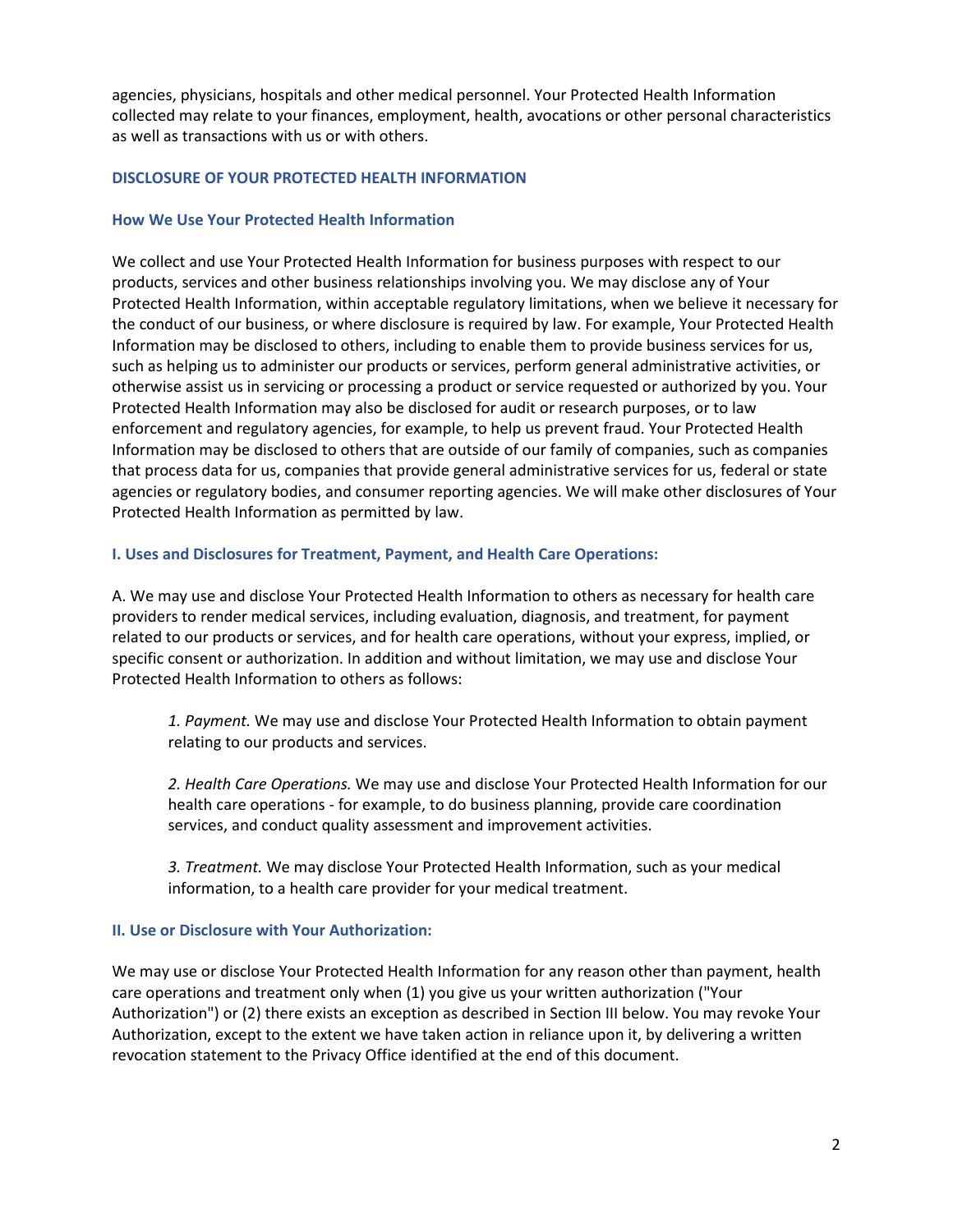agencies, physicians, hospitals and other medical personnel. Your Protected Health Information collected may relate to your finances, employment, health, avocations or other personal characteristics as well as transactions with us or with others.

## DISCLOSURE OF YOUR PROTECTED HEALTH INFORMATION

### How We Use Your Protected Health Information

We collect and use Your Protected Health Information for business purposes with respect to our products, services and other business relationships involving you. We may disclose any of Your Protected Health Information, within acceptable regulatory limitations, when we believe it necessary for the conduct of our business, or where disclosure is required by law. For example, Your Protected Health Information may be disclosed to others, including to enable them to provide business services for us, such as helping us to administer our products or services, perform general administrative activities, or otherwise assist us in servicing or processing a product or service requested or authorized by you. Your Protected Health Information may also be disclosed for audit or research purposes, or to law enforcement and regulatory agencies, for example, to help us prevent fraud. Your Protected Health Information may be disclosed to others that are outside of our family of companies, such as companies that process data for us, companies that provide general administrative services for us, federal or state agencies or regulatory bodies, and consumer reporting agencies. We will make other disclosures of Your Protected Health Information as permitted by law.

### I. Uses and Disclosures for Treatment, Payment, and Health Care Operations:

A. We may use and disclose Your Protected Health Information to others as necessary for health care providers to render medical services, including evaluation, diagnosis, and treatment, for payment related to our products or services, and for health care operations, without your express, implied, or specific consent or authorization. In addition and without limitation, we may use and disclose Your Protected Health Information to others as follows:

> *1. Payment.* We may use and disclose Your Protected Health Information to obtain payment relating to our products and services.
>
> *2. Health Care Operations.* We may use and disclose Your Protected Health Information for our health care operations - for example, to do business planning, provide care coordination services, and conduct quality assessment and improvement activities.
>
> *3. Treatment.* We may disclose Your Protected Health Information, such as your medical information, to a health care provider for your medical treatment.

### II. Use or Disclosure with Your Authorization:

We may use or disclose Your Protected Health Information for any reason other than payment, health care operations and treatment only when (1) you give us your written authorization ("Your Authorization") or (2) there exists an exception as described in Section III below. You may revoke Your Authorization, except to the extent we have taken action in reliance upon it, by delivering a written revocation statement to the Privacy Office identified at the end of this document.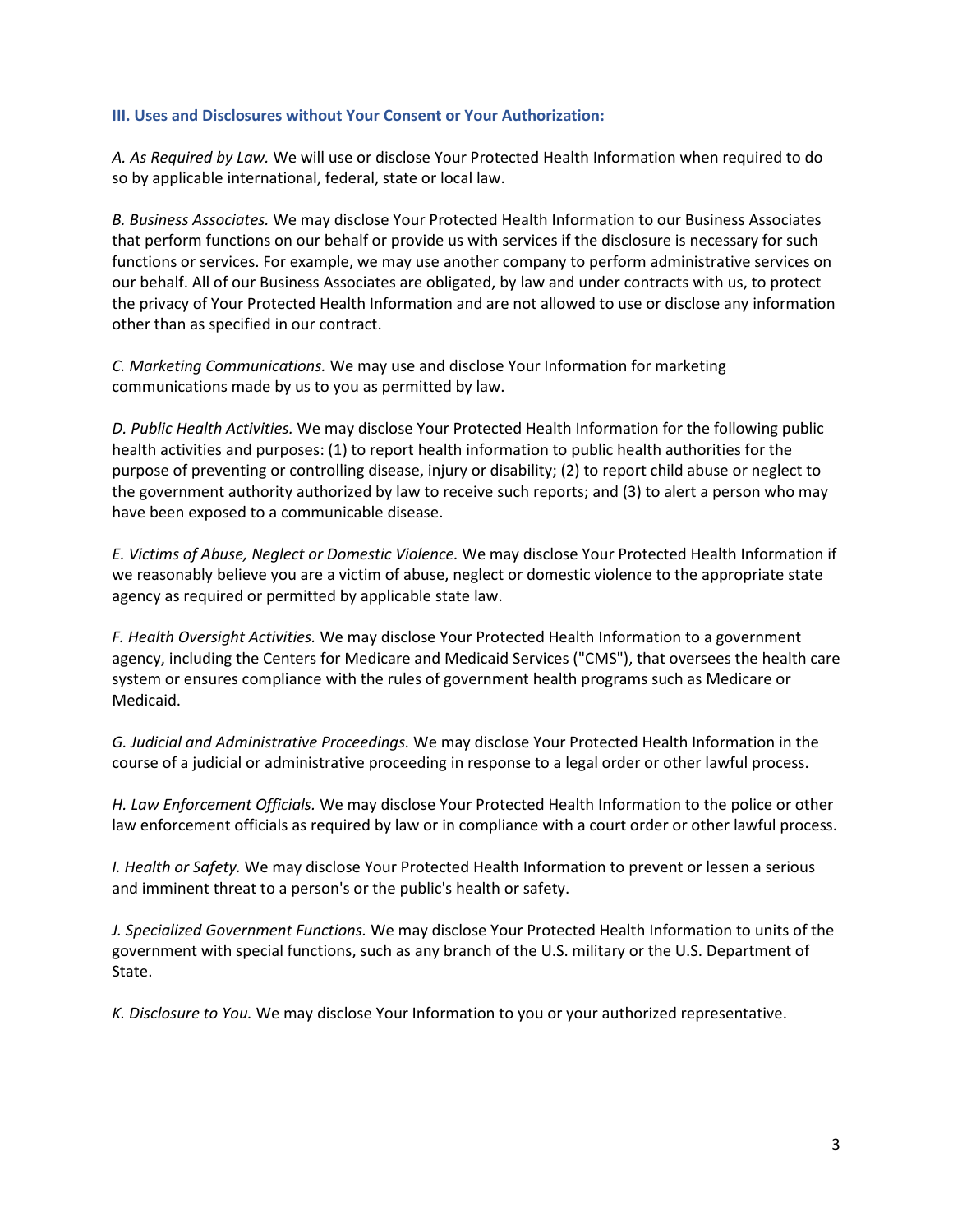### III. Uses and Disclosures without Your Consent or Your Authorization:

*A. As Required by Law.* We will use or disclose Your Protected Health Information when required to do so by applicable international, federal, state or local law.

*B. Business Associates.* We may disclose Your Protected Health Information to our Business Associates that perform functions on our behalf or provide us with services if the disclosure is necessary for such functions or services. For example, we may use another company to perform administrative services on our behalf. All of our Business Associates are obligated, by law and under contracts with us, to protect the privacy of Your Protected Health Information and are not allowed to use or disclose any information other than as specified in our contract.

*C. Marketing Communications.* We may use and disclose Your Information for marketing communications made by us to you as permitted by law.

*D. Public Health Activities.* We may disclose Your Protected Health Information for the following public health activities and purposes: (1) to report health information to public health authorities for the purpose of preventing or controlling disease, injury or disability; (2) to report child abuse or neglect to the government authority authorized by law to receive such reports; and (3) to alert a person who may have been exposed to a communicable disease.

*E. Victims of Abuse, Neglect or Domestic Violence.* We may disclose Your Protected Health Information if we reasonably believe you are a victim of abuse, neglect or domestic violence to the appropriate state agency as required or permitted by applicable state law.

*F. Health Oversight Activities.* We may disclose Your Protected Health Information to a government agency, including the Centers for Medicare and Medicaid Services ("CMS"), that oversees the health care system or ensures compliance with the rules of government health programs such as Medicare or Medicaid.

*G. Judicial and Administrative Proceedings.* We may disclose Your Protected Health Information in the course of a judicial or administrative proceeding in response to a legal order or other lawful process.

*H. Law Enforcement Officials.* We may disclose Your Protected Health Information to the police or other law enforcement officials as required by law or in compliance with a court order or other lawful process.

*I. Health or Safety.* We may disclose Your Protected Health Information to prevent or lessen a serious and imminent threat to a person's or the public's health or safety.

*J. Specialized Government Functions.* We may disclose Your Protected Health Information to units of the government with special functions, such as any branch of the U.S. military or the U.S. Department of State.

*K. Disclosure to You.* We may disclose Your Information to you or your authorized representative.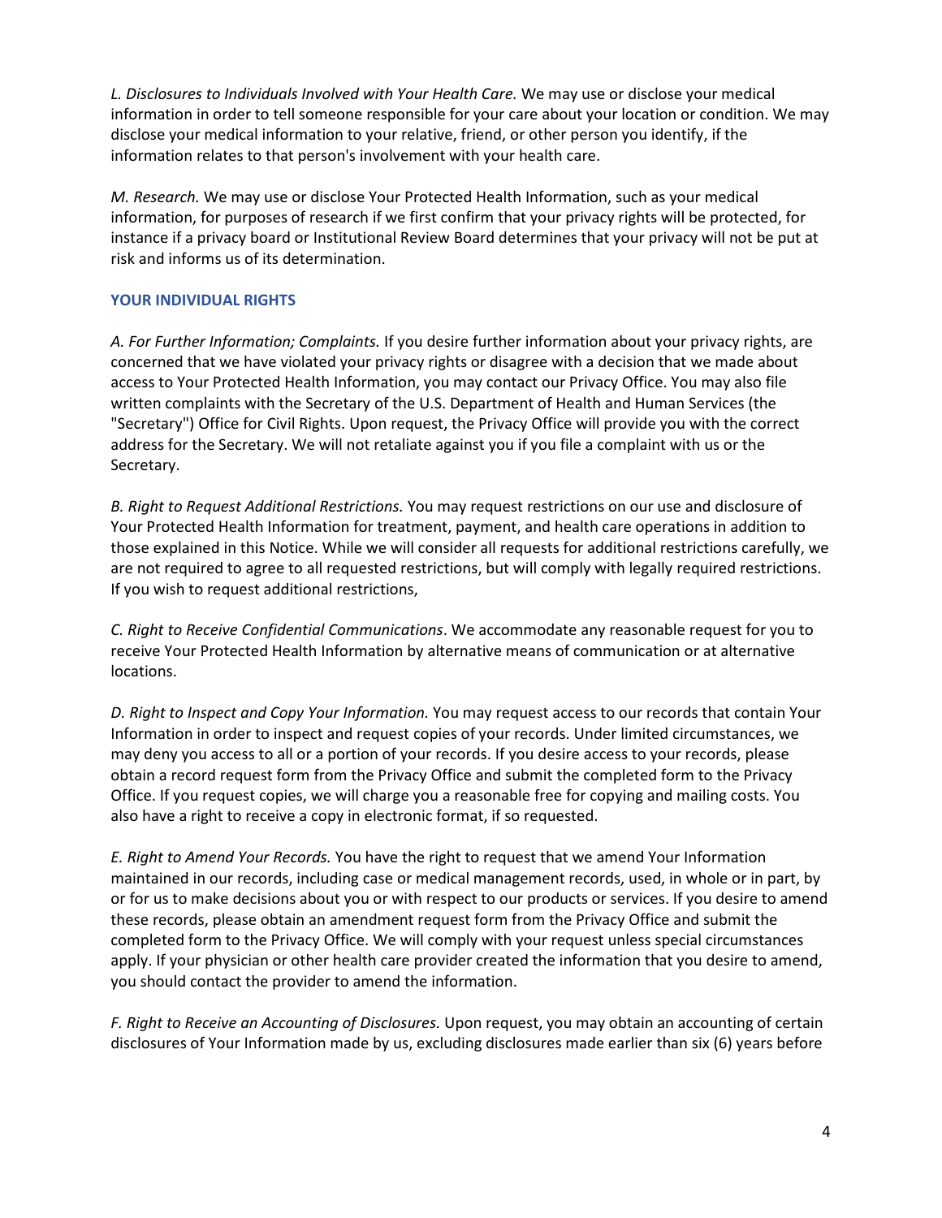*L. Disclosures to Individuals Involved with Your Health Care.* We may use or disclose your medical information in order to tell someone responsible for your care about your location or condition. We may disclose your medical information to your relative, friend, or other person you identify, if the information relates to that person's involvement with your health care.

*M. Research.* We may use or disclose Your Protected Health Information, such as your medical information, for purposes of research if we first confirm that your privacy rights will be protected, for instance if a privacy board or Institutional Review Board determines that your privacy will not be put at risk and informs us of its determination.

## YOUR INDIVIDUAL RIGHTS

*A. For Further Information; Complaints.* If you desire further information about your privacy rights, are concerned that we have violated your privacy rights or disagree with a decision that we made about access to Your Protected Health Information, you may contact our Privacy Office. You may also file written complaints with the Secretary of the U.S. Department of Health and Human Services (the "Secretary") Office for Civil Rights. Upon request, the Privacy Office will provide you with the correct address for the Secretary. We will not retaliate against you if you file a complaint with us or the Secretary.

*B. Right to Request Additional Restrictions.* You may request restrictions on our use and disclosure of Your Protected Health Information for treatment, payment, and health care operations in addition to those explained in this Notice. While we will consider all requests for additional restrictions carefully, we are not required to agree to all requested restrictions, but will comply with legally required restrictions. If you wish to request additional restrictions,

*C. Right to Receive Confidential Communications*. We accommodate any reasonable request for you to receive Your Protected Health Information by alternative means of communication or at alternative locations.

*D. Right to Inspect and Copy Your Information.* You may request access to our records that contain Your Information in order to inspect and request copies of your records. Under limited circumstances, we may deny you access to all or a portion of your records. If you desire access to your records, please obtain a record request form from the Privacy Office and submit the completed form to the Privacy Office. If you request copies, we will charge you a reasonable free for copying and mailing costs. You also have a right to receive a copy in electronic format, if so requested.

*E. Right to Amend Your Records.* You have the right to request that we amend Your Information maintained in our records, including case or medical management records, used, in whole or in part, by or for us to make decisions about you or with respect to our products or services. If you desire to amend these records, please obtain an amendment request form from the Privacy Office and submit the completed form to the Privacy Office. We will comply with your request unless special circumstances apply. If your physician or other health care provider created the information that you desire to amend, you should contact the provider to amend the information.

*F. Right to Receive an Accounting of Disclosures.* Upon request, you may obtain an accounting of certain disclosures of Your Information made by us, excluding disclosures made earlier than six (6) years before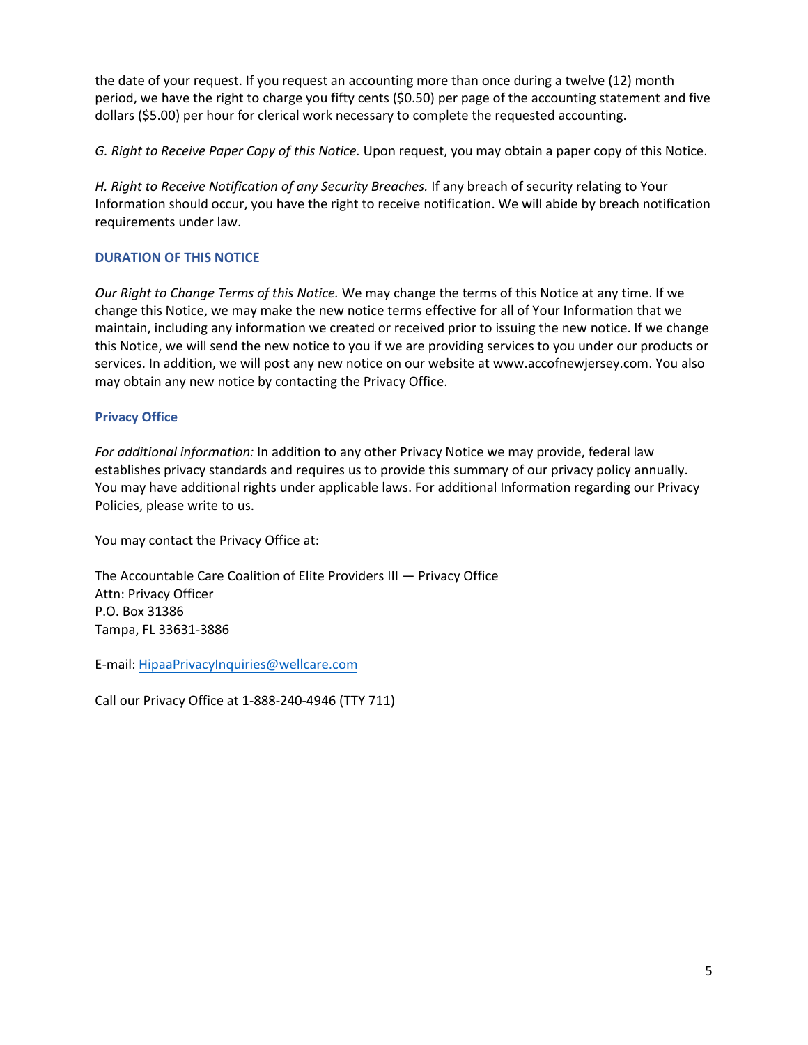the date of your request. If you request an accounting more than once during a twelve (12) month period, we have the right to charge you fifty cents ($0.50) per page of the accounting statement and five dollars ($5.00) per hour for clerical work necessary to complete the requested accounting.

*G. Right to Receive Paper Copy of this Notice.* Upon request, you may obtain a paper copy of this Notice.

*H. Right to Receive Notification of any Security Breaches.* If any breach of security relating to Your Information should occur, you have the right to receive notification. We will abide by breach notification requirements under law.

## DURATION OF THIS NOTICE

*Our Right to Change Terms of this Notice.* We may change the terms of this Notice at any time. If we change this Notice, we may make the new notice terms effective for all of Your Information that we maintain, including any information we created or received prior to issuing the new notice. If we change this Notice, we will send the new notice to you if we are providing services to you under our products or services. In addition, we will post any new notice on our website at www.accofnewjersey.com. You also may obtain any new notice by contacting the Privacy Office.

## Privacy Office

*For additional information:* In addition to any other Privacy Notice we may provide, federal law establishes privacy standards and requires us to provide this summary of our privacy policy annually. You may have additional rights under applicable laws. For additional Information regarding our Privacy Policies, please write to us.

You may contact the Privacy Office at:

The Accountable Care Coalition of Elite Providers III — Privacy Office
Attn: Privacy Officer
P.O. Box 31386
Tampa, FL 33631-3886

E-mail: HipaaPrivacyInquiries@wellcare.com

Call our Privacy Office at 1-888-240-4946 (TTY 711)